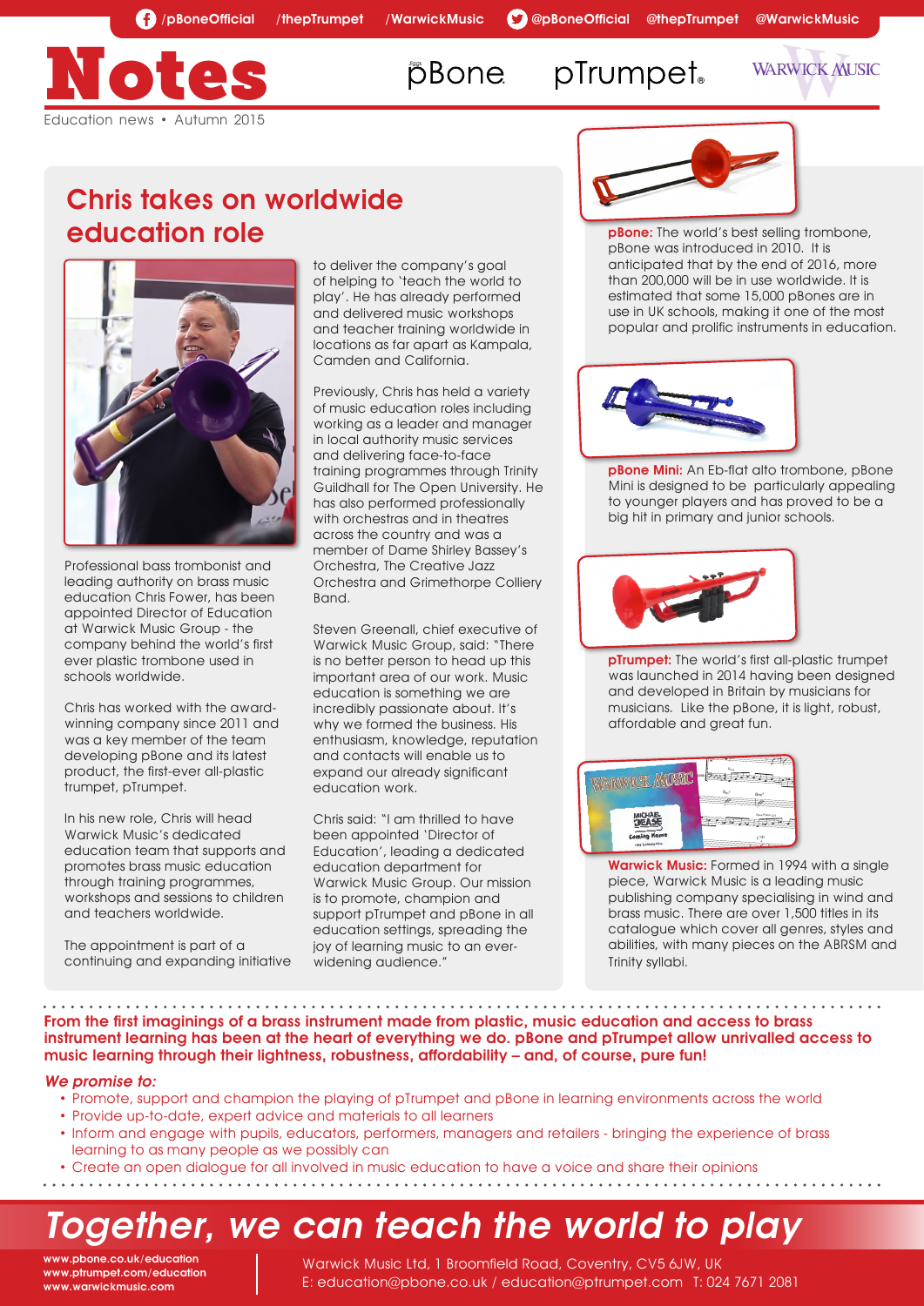/pBoneOfficial /thepTrumpet /WarwickMusic @pBoneOfficial @thepTrumpet @WarwickMusic

# Notes

Education news • Autumn 2015

## Chris takes on worldwide education role

Professional bass trombonist and leading authority on brass music education Chris Fower, has been appointed Director of Education at Warwick Music Group - the company behind the world's first ever plastic trombone used in schools worldwide.

Chris has worked with the award-winning company since 2011 and was a key member of the team developing pBone and its latest product, the first-ever all-plastic trumpet, pTrumpet.

In his new role, Chris will head Warwick Music's dedicated education team that supports and promotes brass music education through training programmes, workshops and sessions to children and teachers worldwide.

The appointment is part of a continuing and expanding initiative to deliver the company's goal of helping to 'teach the world to play'. He has already performed and delivered music workshops and teacher training worldwide in locations as far apart as Kampala, Camden and California.

Previously, Chris has held a variety of music education roles including working as a leader and manager in local authority music services and delivering face-to-face training programmes through Trinity Guildhall for The Open University. He has also performed professionally with orchestras and in theatres across the country and was a member of Dame Shirley Bassey's Orchestra, The Creative Jazz Orchestra and Grimethorpe Colliery Band.

Steven Greenall, chief executive of Warwick Music Group, said: "There is no better person to head up this important area of our work. Music education is something we are incredibly passionate about. It's why we formed the business. His enthusiasm, knowledge, reputation and contacts will enable us to expand our already significant education work.

Chris said: "I am thrilled to have been appointed 'Director of Education', leading a dedicated education department for Warwick Music Group. Our mission is to promote, champion and support pTrumpet and pBone in all education settings, spreading the joy of learning music to an ever-widening audience."

**pBone:** The world's best selling trombone, pBone was introduced in 2010. It is anticipated that by the end of 2016, more than 200,000 will be in use worldwide. It is estimated that some 15,000 pBones are in use in UK schools, making it one of the most popular and prolific instruments in education.

**pBone Mini:** An Eb-flat alto trombone, pBone Mini is designed to be particularly appealing to younger players and has proved to be a big hit in primary and junior schools.

**pTrumpet:** The world's first all-plastic trumpet was launched in 2014 having been designed and developed in Britain by musicians for musicians. Like the pBone, it is light, robust, affordable and great fun.

**Warwick Music:** Formed in 1994 with a single piece, Warwick Music is a leading music publishing company specialising in wind and brass music. There are over 1,500 titles in its catalogue which cover all genres, styles and abilities, with many pieces on the ABRSM and Trinity syllabi.

**From the first imaginings of a brass instrument made from plastic, music education and access to brass instrument learning has been at the heart of everything we do. pBone and pTrumpet allow unrivalled access to music learning through their lightness, robustness, affordability – and, of course, pure fun!**

***We promise to:***

- Promote, support and champion the playing of pTrumpet and pBone in learning environments across the world
- Provide up-to-date, expert advice and materials to all learners
- Inform and engage with pupils, educators, performers, managers and retailers - bringing the experience of brass learning to as many people as we possibly can
- Create an open dialogue for all involved in music education to have a voice and share their opinions

## *Together, we can teach the world to play*

www.pbone.co.uk/education
www.ptrumpet.com/education
www.warwickmusic.com

Warwick Music Ltd, 1 Broomfield Road, Coventry, CV5 6JW, UK
E: education@pbone.co.uk / education@ptrumpet.com T: 024 7671 2081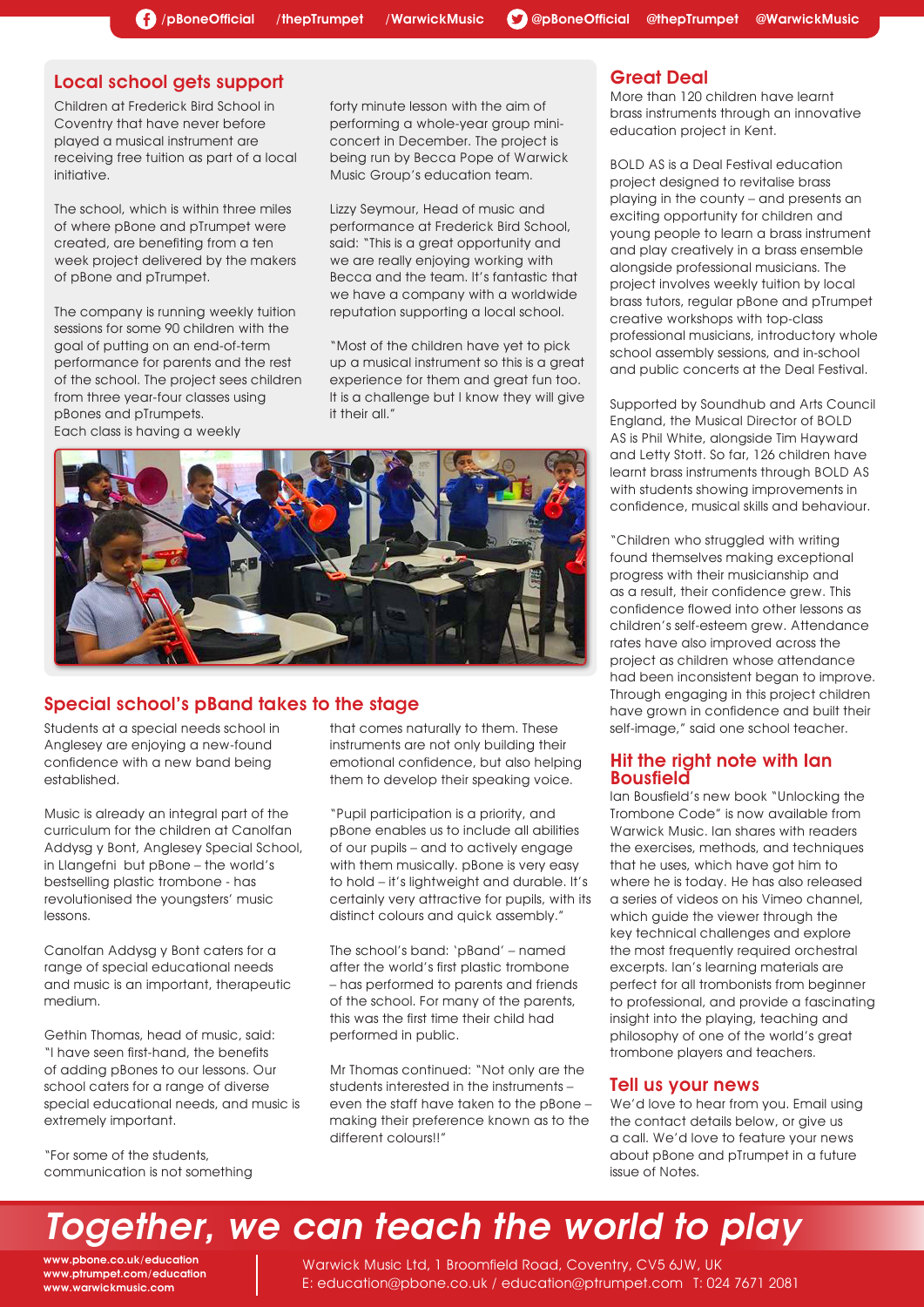## Local school gets support

Children at Frederick Bird School in Coventry that have never before played a musical instrument are receiving free tuition as part of a local initiative.

The school, which is within three miles of where pBone and pTrumpet were created, are benefiting from a ten week project delivered by the makers of pBone and pTrumpet.

The company is running weekly tuition sessions for some 90 children with the goal of putting on an end-of-term performance for parents and the rest of the school. The project sees children from three year-four classes using pBones and pTrumpets.

Each class is having a weekly forty minute lesson with the aim of performing a whole-year group mini-concert in December. The project is being run by Becca Pope of Warwick Music Group's education team.

Lizzy Seymour, Head of music and performance at Frederick Bird School, said: "This is a great opportunity and we are really enjoying working with Becca and the team. It's fantastic that we have a company with a worldwide reputation supporting a local school.

"Most of the children have yet to pick up a musical instrument so this is a great experience for them and great fun too. It is a challenge but I know they will give it their all."

## Special school's pBand takes to the stage

Students at a special needs school in Anglesey are enjoying a new-found confidence with a new band being established.

Music is already an integral part of the curriculum for the children at Canolfan Addysg y Bont, Anglesey Special School, in Llangefni but pBone – the world's bestselling plastic trombone - has revolutionised the youngsters' music lessons.

Canolfan Addysg y Bont caters for a range of special educational needs and music is an important, therapeutic medium.

Gethin Thomas, head of music, said: "I have seen first-hand, the benefits of adding pBones to our lessons. Our school caters for a range of diverse special educational needs, and music is extremely important.

"For some of the students, communication is not something that comes naturally to them. These instruments are not only building their emotional confidence, but also helping them to develop their speaking voice.

"Pupil participation is a priority, and pBone enables us to include all abilities of our pupils – and to actively engage with them musically. pBone is very easy to hold – it's lightweight and durable. It's certainly very attractive for pupils, with its distinct colours and quick assembly."

The school's band: 'pBand' – named after the world's first plastic trombone – has performed to parents and friends of the school. For many of the parents, this was the first time their child had performed in public.

Mr Thomas continued: "Not only are the students interested in the instruments – even the staff have taken to the pBone – making their preference known as to the different colours!!"

## Great Deal

More than 120 children have learnt brass instruments through an innovative education project in Kent.

BOLD AS is a Deal Festival education project designed to revitalise brass playing in the county – and presents an exciting opportunity for children and young people to learn a brass instrument and play creatively in a brass ensemble alongside professional musicians. The project involves weekly tuition by local brass tutors, regular pBone and pTrumpet creative workshops with top-class professional musicians, introductory whole school assembly sessions, and in-school and public concerts at the Deal Festival.

Supported by Soundhub and Arts Council England, the Musical Director of BOLD AS is Phil White, alongside Tim Hayward and Letty Stott. So far, 126 children have learnt brass instruments through BOLD AS with students showing improvements in confidence, musical skills and behaviour.

"Children who struggled with writing found themselves making exceptional progress with their musicianship and as a result, their confidence grew. This confidence flowed into other lessons as children's self-esteem grew. Attendance rates have also improved across the project as children whose attendance had been inconsistent began to improve. Through engaging in this project children have grown in confidence and built their self-image," said one school teacher.

## Hit the right note with Ian Bousfield

Ian Bousfield's new book "Unlocking the Trombone Code" is now available from Warwick Music. Ian shares with readers the exercises, methods, and techniques that he uses, which have got him to where he is today. He has also released a series of videos on his Vimeo channel, which guide the viewer through the key technical challenges and explore the most frequently required orchestral excerpts. Ian's learning materials are perfect for all trombonists from beginner to professional, and provide a fascinating insight into the playing, teaching and philosophy of one of the world's great trombone players and teachers.

## Tell us your news

We'd love to hear from you. Email using the contact details below, or give us a call. We'd love to feature your news about pBone and pTrumpet in a future issue of Notes.

# *Together, we can teach the world to play*

www.pbone.co.uk/education
www.ptrumpet.com/education
www.warwickmusic.com

Warwick Music Ltd, 1 Broomfield Road, Coventry, CV5 6JW, UK
E: education@pbone.co.uk / education@ptrumpet.com T: 024 7671 2081